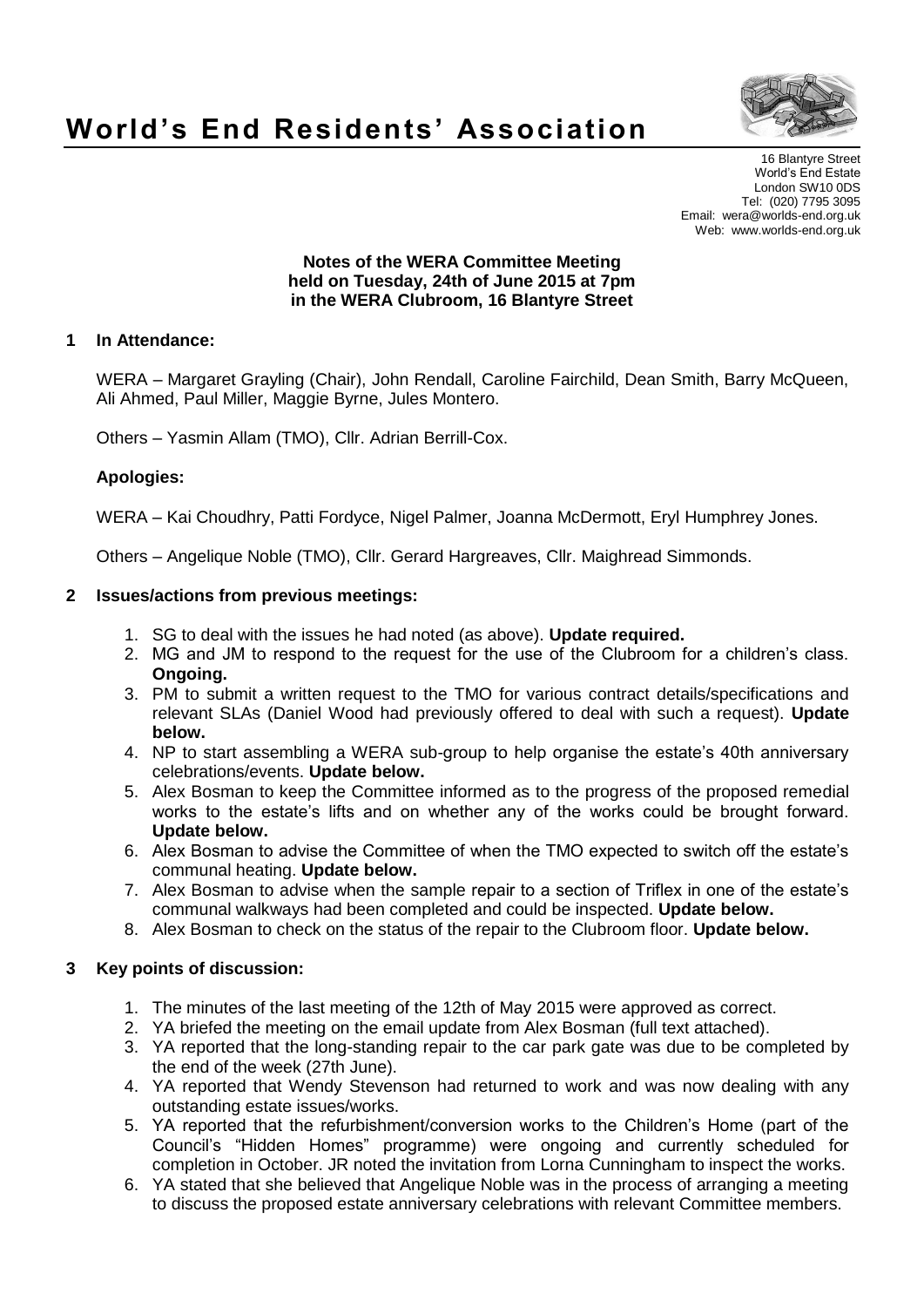# World's End Residents' Association

16 Blantyre Street
World's End Estate
London SW10 0DS
Tel: (020) 7795 3095
Email: wera@worlds-end.org.uk
Web: www.worlds-end.org.uk

**Notes of the WERA Committee Meeting held on Tuesday, 24th of June 2015 at 7pm in the WERA Clubroom, 16 Blantyre Street**

## 1 In Attendance:

WERA – Margaret Grayling (Chair), John Rendall, Caroline Fairchild, Dean Smith, Barry McQueen, Ali Ahmed, Paul Miller, Maggie Byrne, Jules Montero.

Others – Yasmin Allam (TMO), Cllr. Adrian Berrill-Cox.

**Apologies:**

WERA – Kai Choudhry, Patti Fordyce, Nigel Palmer, Joanna McDermott, Eryl Humphrey Jones.

Others – Angelique Noble (TMO), Cllr. Gerard Hargreaves, Cllr. Maighread Simmonds.

## 2 Issues/actions from previous meetings:

1. SG to deal with the issues he had noted (as above). **Update required.**
2. MG and JM to respond to the request for the use of the Clubroom for a children's class. **Ongoing.**
3. PM to submit a written request to the TMO for various contract details/specifications and relevant SLAs (Daniel Wood had previously offered to deal with such a request). **Update below.**
4. NP to start assembling a WERA sub-group to help organise the estate's 40th anniversary celebrations/events. **Update below.**
5. Alex Bosman to keep the Committee informed as to the progress of the proposed remedial works to the estate's lifts and on whether any of the works could be brought forward. **Update below.**
6. Alex Bosman to advise the Committee of when the TMO expected to switch off the estate's communal heating. **Update below.**
7. Alex Bosman to advise when the sample repair to a section of Triflex in one of the estate's communal walkways had been completed and could be inspected. **Update below.**
8. Alex Bosman to check on the status of the repair to the Clubroom floor. **Update below.**

## 3 Key points of discussion:

1. The minutes of the last meeting of the 12th of May 2015 were approved as correct.
2. YA briefed the meeting on the email update from Alex Bosman (full text attached).
3. YA reported that the long-standing repair to the car park gate was due to be completed by the end of the week (27th June).
4. YA reported that Wendy Stevenson had returned to work and was now dealing with any outstanding estate issues/works.
5. YA reported that the refurbishment/conversion works to the Children's Home (part of the Council's "Hidden Homes" programme) were ongoing and currently scheduled for completion in October. JR noted the invitation from Lorna Cunningham to inspect the works.
6. YA stated that she believed that Angelique Noble was in the process of arranging a meeting to discuss the proposed estate anniversary celebrations with relevant Committee members.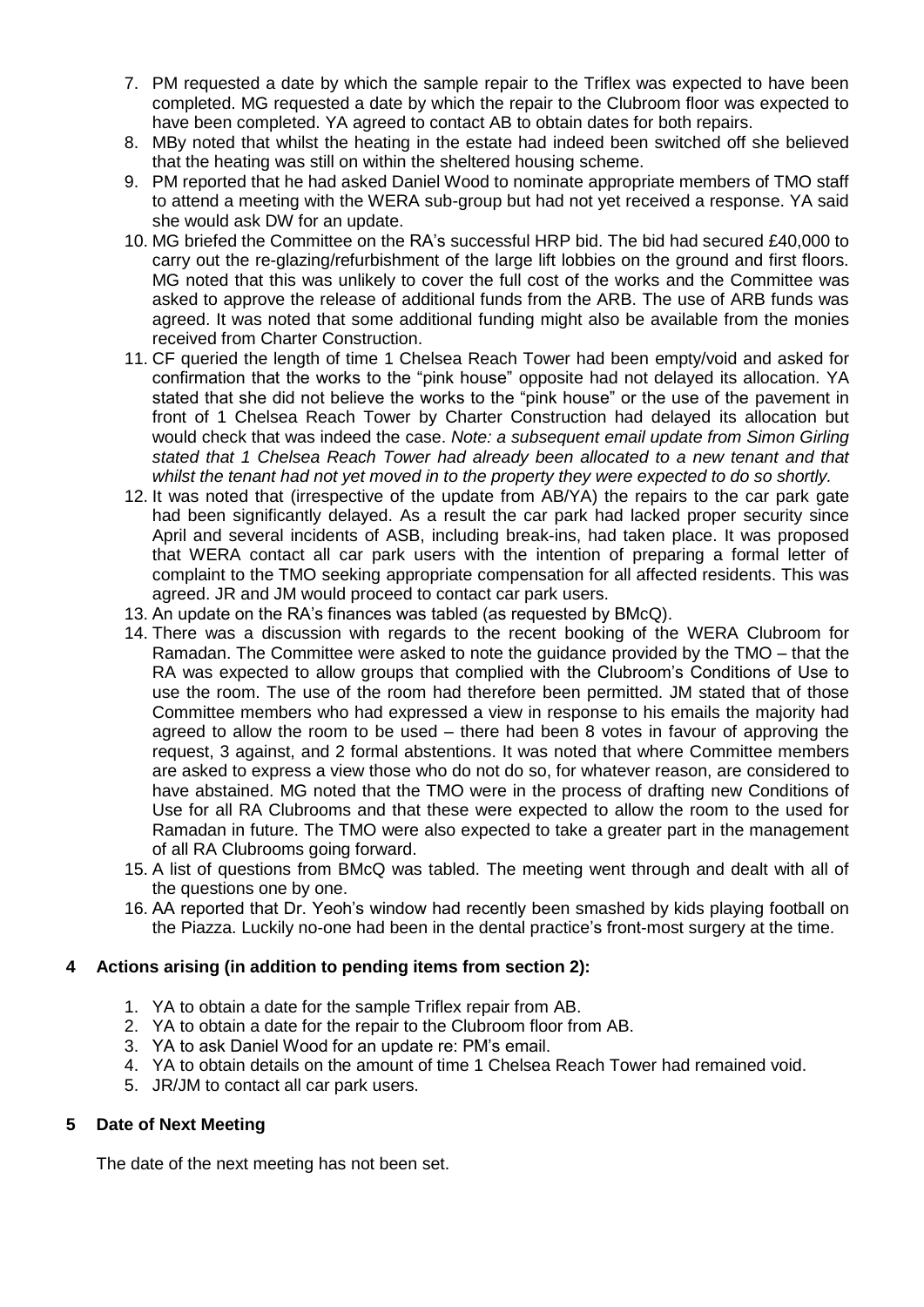7. PM requested a date by which the sample repair to the Triflex was expected to have been completed. MG requested a date by which the repair to the Clubroom floor was expected to have been completed. YA agreed to contact AB to obtain dates for both repairs.
8. MBy noted that whilst the heating in the estate had indeed been switched off she believed that the heating was still on within the sheltered housing scheme.
9. PM reported that he had asked Daniel Wood to nominate appropriate members of TMO staff to attend a meeting with the WERA sub-group but had not yet received a response. YA said she would ask DW for an update.
10. MG briefed the Committee on the RA's successful HRP bid. The bid had secured £40,000 to carry out the re-glazing/refurbishment of the large lift lobbies on the ground and first floors. MG noted that this was unlikely to cover the full cost of the works and the Committee was asked to approve the release of additional funds from the ARB. The use of ARB funds was agreed. It was noted that some additional funding might also be available from the monies received from Charter Construction.
11. CF queried the length of time 1 Chelsea Reach Tower had been empty/void and asked for confirmation that the works to the "pink house" opposite had not delayed its allocation. YA stated that she did not believe the works to the "pink house" or the use of the pavement in front of 1 Chelsea Reach Tower by Charter Construction had delayed its allocation but would check that was indeed the case. *Note: a subsequent email update from Simon Girling stated that 1 Chelsea Reach Tower had already been allocated to a new tenant and that whilst the tenant had not yet moved in to the property they were expected to do so shortly.*
12. It was noted that (irrespective of the update from AB/YA) the repairs to the car park gate had been significantly delayed. As a result the car park had lacked proper security since April and several incidents of ASB, including break-ins, had taken place. It was proposed that WERA contact all car park users with the intention of preparing a formal letter of complaint to the TMO seeking appropriate compensation for all affected residents. This was agreed. JR and JM would proceed to contact car park users.
13. An update on the RA's finances was tabled (as requested by BMcQ).
14. There was a discussion with regards to the recent booking of the WERA Clubroom for Ramadan. The Committee were asked to note the guidance provided by the TMO – that the RA was expected to allow groups that complied with the Clubroom's Conditions of Use to use the room. The use of the room had therefore been permitted. JM stated that of those Committee members who had expressed a view in response to his emails the majority had agreed to allow the room to be used – there had been 8 votes in favour of approving the request, 3 against, and 2 formal abstentions. It was noted that where Committee members are asked to express a view those who do not do so, for whatever reason, are considered to have abstained. MG noted that the TMO were in the process of drafting new Conditions of Use for all RA Clubrooms and that these were expected to allow the room to the used for Ramadan in future. The TMO were also expected to take a greater part in the management of all RA Clubrooms going forward.
15. A list of questions from BMcQ was tabled. The meeting went through and dealt with all of the questions one by one.
16. AA reported that Dr. Yeoh's window had recently been smashed by kids playing football on the Piazza. Luckily no-one had been in the dental practice's front-most surgery at the time.

## 4 Actions arising (in addition to pending items from section 2):

1. YA to obtain a date for the sample Triflex repair from AB.
2. YA to obtain a date for the repair to the Clubroom floor from AB.
3. YA to ask Daniel Wood for an update re: PM's email.
4. YA to obtain details on the amount of time 1 Chelsea Reach Tower had remained void.
5. JR/JM to contact all car park users.

## 5 Date of Next Meeting

The date of the next meeting has not been set.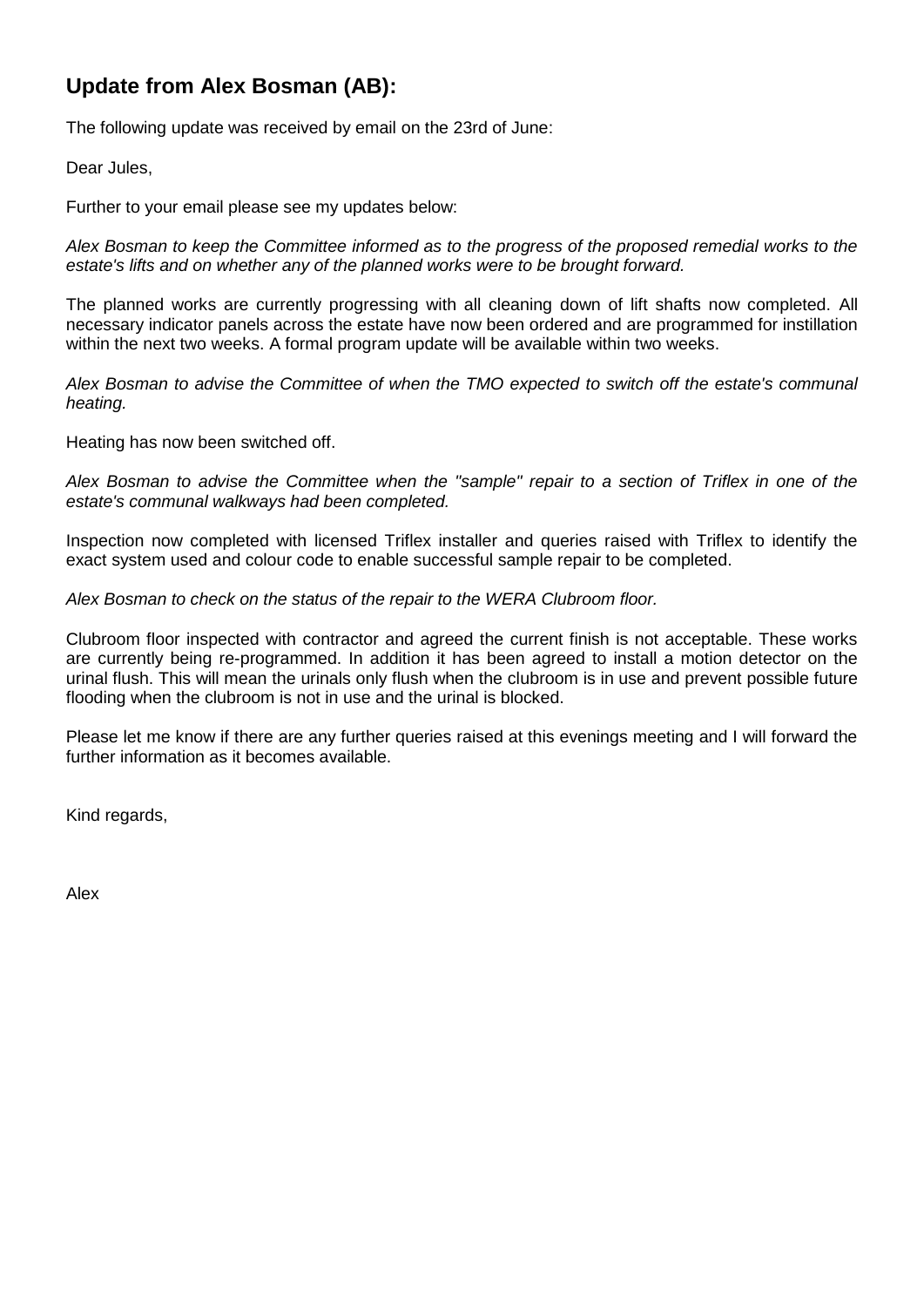## **Update from Alex Bosman (AB):**

The following update was received by email on the 23rd of June:

Dear Jules,

Further to your email please see my updates below:

*Alex Bosman to keep the Committee informed as to the progress of the proposed remedial works to the estate's lifts and on whether any of the planned works were to be brought forward.*

The planned works are currently progressing with all cleaning down of lift shafts now completed. All necessary indicator panels across the estate have now been ordered and are programmed for instillation within the next two weeks. A formal program update will be available within two weeks.

*Alex Bosman to advise the Committee of when the TMO expected to switch off the estate's communal heating.*

Heating has now been switched off.

*Alex Bosman to advise the Committee when the "sample" repair to a section of Triflex in one of the estate's communal walkways had been completed.*

Inspection now completed with licensed Triflex installer and queries raised with Triflex to identify the exact system used and colour code to enable successful sample repair to be completed.

*Alex Bosman to check on the status of the repair to the WERA Clubroom floor.*

Clubroom floor inspected with contractor and agreed the current finish is not acceptable. These works are currently being re-programmed. In addition it has been agreed to install a motion detector on the urinal flush. This will mean the urinals only flush when the clubroom is in use and prevent possible future flooding when the clubroom is not in use and the urinal is blocked.

Please let me know if there are any further queries raised at this evenings meeting and I will forward the further information as it becomes available.

Kind regards,

Alex